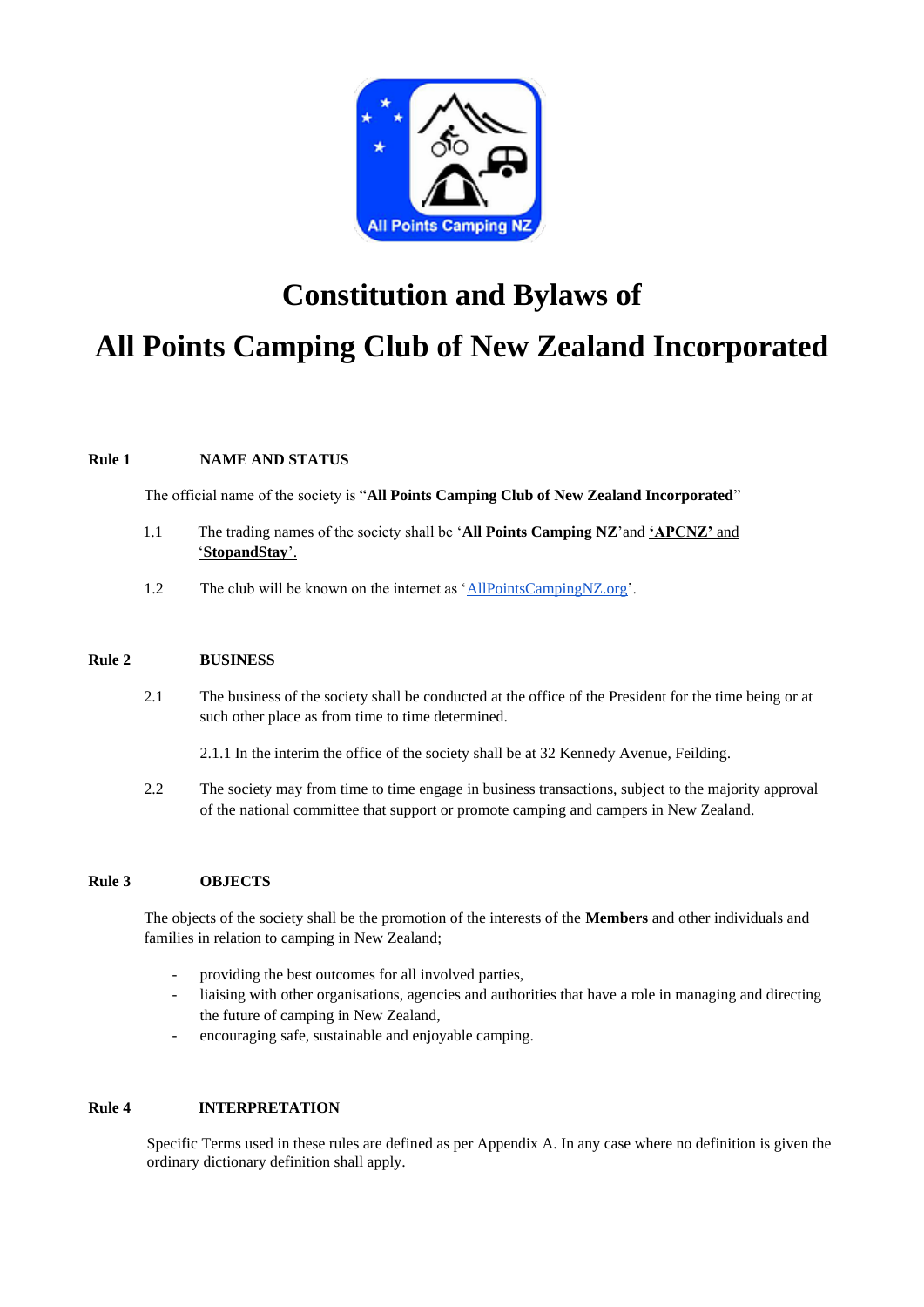# Constitution and Bylaws of

# All Points Camping Club of New Zealand Incorporated

## Rule 1 NAME AND STATUS

The official name of the society is "**All Points Camping Club of New Zealand Incorporated**"

1.1 The trading names of the society shall be '**All Points Camping NZ**' and '**APCNZ**' and '**StopandStay**'.

1.2 The club will be known on the internet as 'AllPointsCampingNZ.org'.

## Rule 2 BUSINESS

2.1 The business of the society shall be conducted at the office of the President for the time being or at such other place as from time to time determined.

2.1.1 In the interim the office of the society shall be at 32 Kennedy Avenue, Feilding.

2.2 The society may from time to time engage in business transactions, subject to the majority approval of the national committee that support or promote camping and campers in New Zealand.

## Rule 3 OBJECTS

The objects of the society shall be the promotion of the interests of the **Members** and other individuals and families in relation to camping in New Zealand;

- providing the best outcomes for all involved parties,
- liaising with other organisations, agencies and authorities that have a role in managing and directing the future of camping in New Zealand,
- encouraging safe, sustainable and enjoyable camping.

## Rule 4 INTERPRETATION

Specific Terms used in these rules are defined as per Appendix A. In any case where no definition is given the ordinary dictionary definition shall apply.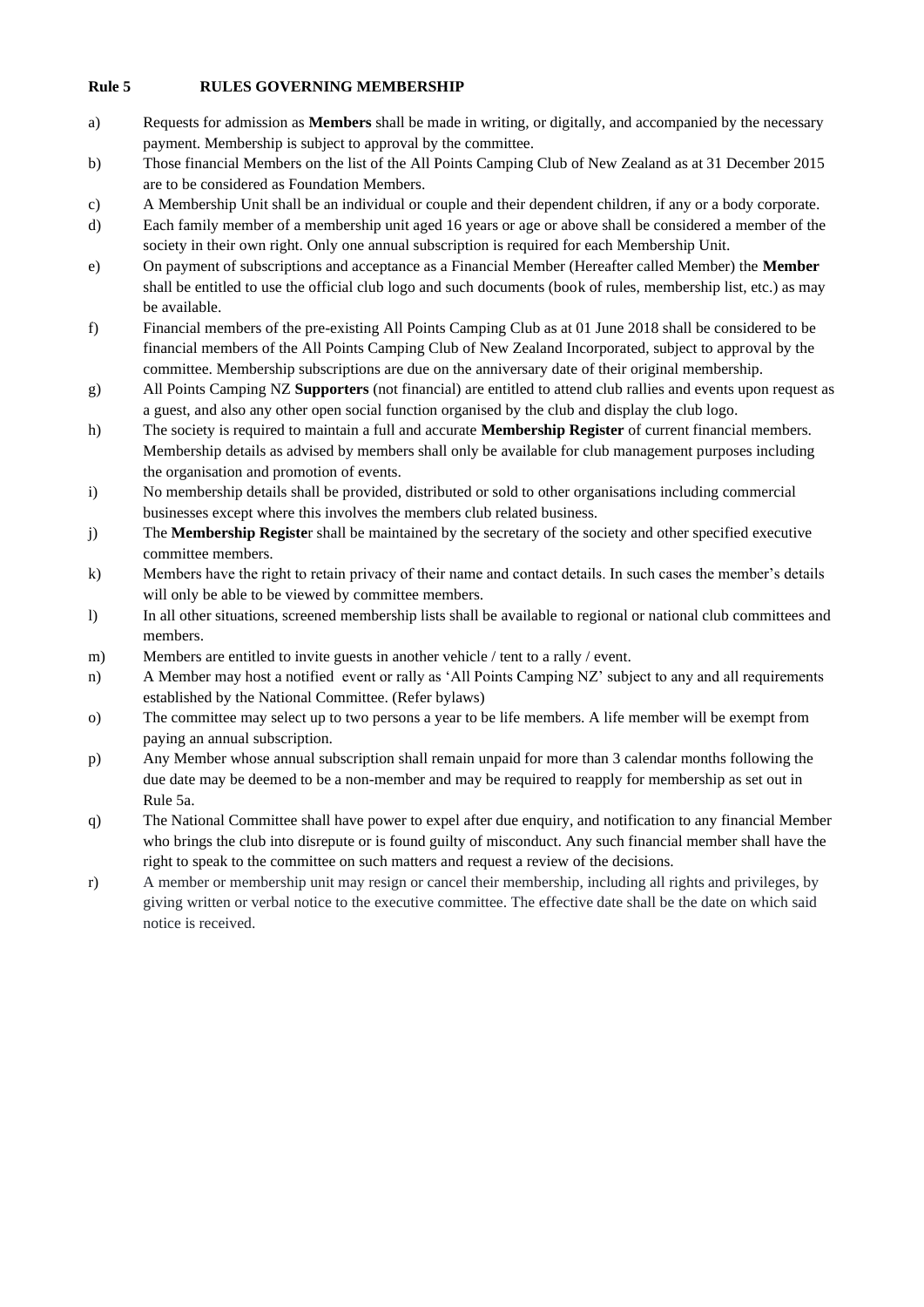## Rule 5 RULES GOVERNING MEMBERSHIP

a) Requests for admission as **Members** shall be made in writing, or digitally, and accompanied by the necessary payment. Membership is subject to approval by the committee.

b) Those financial Members on the list of the All Points Camping Club of New Zealand as at 31 December 2015 are to be considered as Foundation Members.

c) A Membership Unit shall be an individual or couple and their dependent children, if any or a body corporate.

d) Each family member of a membership unit aged 16 years or age or above shall be considered a member of the society in their own right. Only one annual subscription is required for each Membership Unit.

e) On payment of subscriptions and acceptance as a Financial Member (Hereafter called Member) the **Member** shall be entitled to use the official club logo and such documents (book of rules, membership list, etc.) as may be available.

f) Financial members of the pre-existing All Points Camping Club as at 01 June 2018 shall be considered to be financial members of the All Points Camping Club of New Zealand Incorporated, subject to approval by the committee. Membership subscriptions are due on the anniversary date of their original membership.

g) All Points Camping NZ **Supporters** (not financial) are entitled to attend club rallies and events upon request as a guest, and also any other open social function organised by the club and display the club logo.

h) The society is required to maintain a full and accurate **Membership Register** of current financial members. Membership details as advised by members shall only be available for club management purposes including the organisation and promotion of events.

i) No membership details shall be provided, distributed or sold to other organisations including commercial businesses except where this involves the members club related business.

j) The **Membership Registe**r shall be maintained by the secretary of the society and other specified executive committee members.

k) Members have the right to retain privacy of their name and contact details. In such cases the member's details will only be able to be viewed by committee members.

l) In all other situations, screened membership lists shall be available to regional or national club committees and members.

m) Members are entitled to invite guests in another vehicle / tent to a rally / event.

n) A Member may host a notified event or rally as 'All Points Camping NZ' subject to any and all requirements established by the National Committee. (Refer bylaws)

o) The committee may select up to two persons a year to be life members. A life member will be exempt from paying an annual subscription.

p) Any Member whose annual subscription shall remain unpaid for more than 3 calendar months following the due date may be deemed to be a non-member and may be required to reapply for membership as set out in Rule 5a.

q) The National Committee shall have power to expel after due enquiry, and notification to any financial Member who brings the club into disrepute or is found guilty of misconduct. Any such financial member shall have the right to speak to the committee on such matters and request a review of the decisions.

r) A member or membership unit may resign or cancel their membership, including all rights and privileges, by giving written or verbal notice to the executive committee. The effective date shall be the date on which said notice is received.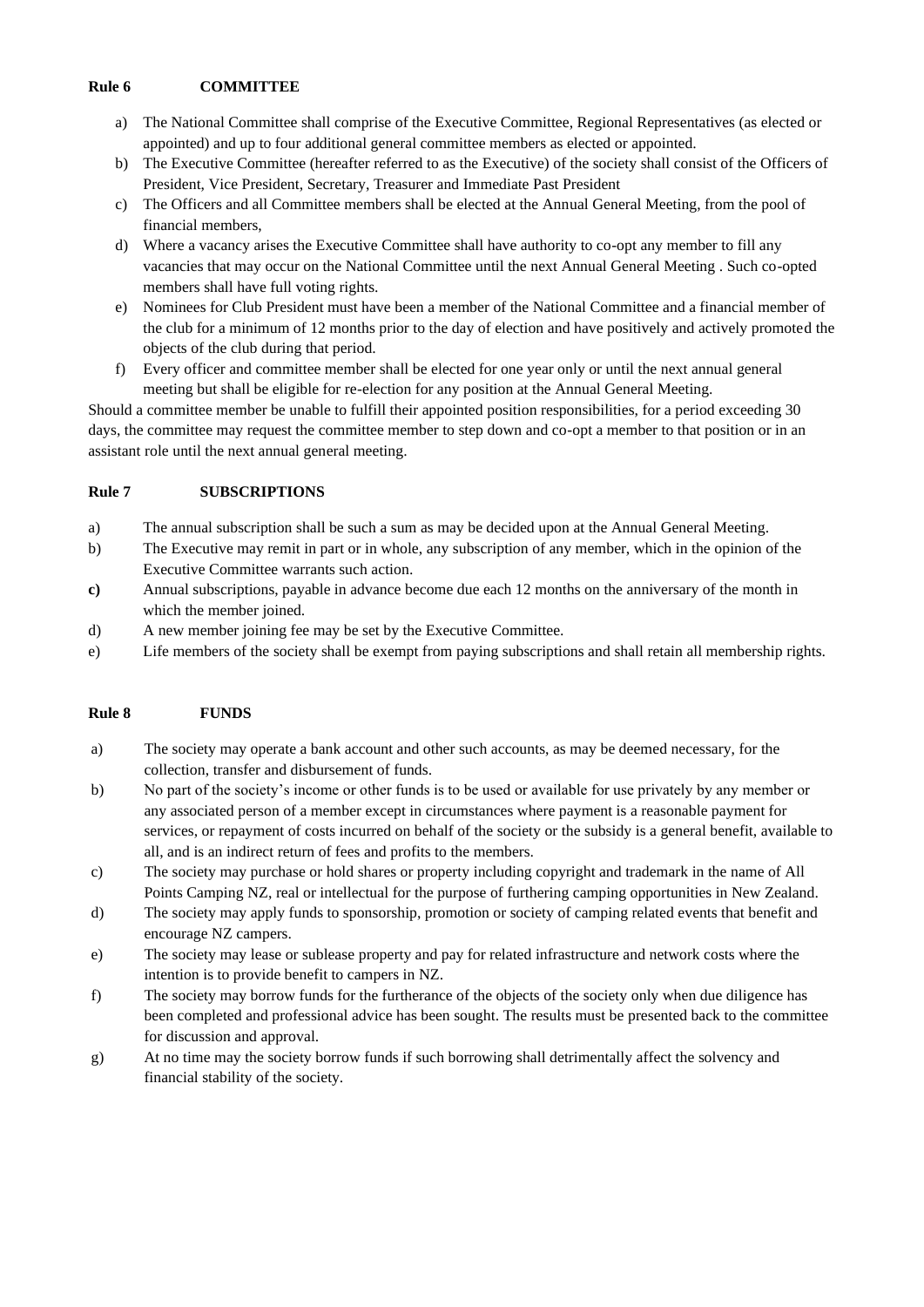**Rule 6 COMMITTEE**

a) The National Committee shall comprise of the Executive Committee, Regional Representatives (as elected or appointed) and up to four additional general committee members as elected or appointed.
b) The Executive Committee (hereafter referred to as the Executive) of the society shall consist of the Officers of President, Vice President, Secretary, Treasurer and Immediate Past President
c) The Officers and all Committee members shall be elected at the Annual General Meeting, from the pool of financial members,
d) Where a vacancy arises the Executive Committee shall have authority to co-opt any member to fill any vacancies that may occur on the National Committee until the next Annual General Meeting . Such co-opted members shall have full voting rights.
e) Nominees for Club President must have been a member of the National Committee and a financial member of the club for a minimum of 12 months prior to the day of election and have positively and actively promoted the objects of the club during that period.
f) Every officer and committee member shall be elected for one year only or until the next annual general meeting but shall be eligible for re-election for any position at the Annual General Meeting.

Should a committee member be unable to fulfill their appointed position responsibilities, for a period exceeding 30 days, the committee may request the committee member to step down and co-opt a member to that position or in an assistant role until the next annual general meeting.

**Rule 7 SUBSCRIPTIONS**

a) The annual subscription shall be such a sum as may be decided upon at the Annual General Meeting.
b) The Executive may remit in part or in whole, any subscription of any member, which in the opinion of the Executive Committee warrants such action.
**c)** Annual subscriptions, payable in advance become due each 12 months on the anniversary of the month in which the member joined.
d) A new member joining fee may be set by the Executive Committee.
e) Life members of the society shall be exempt from paying subscriptions and shall retain all membership rights.

**Rule 8 FUNDS**

a) The society may operate a bank account and other such accounts, as may be deemed necessary, for the collection, transfer and disbursement of funds.
b) No part of the society's income or other funds is to be used or available for use privately by any member or any associated person of a member except in circumstances where payment is a reasonable payment for services, or repayment of costs incurred on behalf of the society or the subsidy is a general benefit, available to all, and is an indirect return of fees and profits to the members.
c) The society may purchase or hold shares or property including copyright and trademark in the name of All Points Camping NZ, real or intellectual for the purpose of furthering camping opportunities in New Zealand.
d) The society may apply funds to sponsorship, promotion or society of camping related events that benefit and encourage NZ campers.
e) The society may lease or sublease property and pay for related infrastructure and network costs where the intention is to provide benefit to campers in NZ.
f) The society may borrow funds for the furtherance of the objects of the society only when due diligence has been completed and professional advice has been sought. The results must be presented back to the committee for discussion and approval.
g) At no time may the society borrow funds if such borrowing shall detrimentally affect the solvency and financial stability of the society.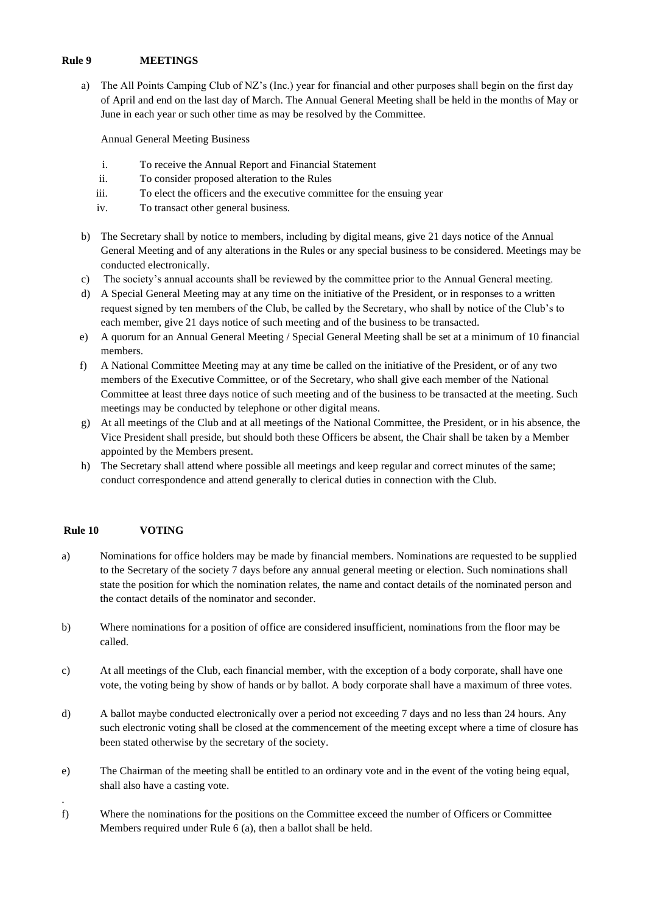**Rule 9 MEETINGS**

a) The All Points Camping Club of NZ's (Inc.) year for financial and other purposes shall begin on the first day of April and end on the last day of March. The Annual General Meeting shall be held in the months of May or June in each year or such other time as may be resolved by the Committee.

   Annual General Meeting Business

   i. To receive the Annual Report and Financial Statement
   ii. To consider proposed alteration to the Rules
   iii. To elect the officers and the executive committee for the ensuing year
   iv. To transact other general business.

b) The Secretary shall by notice to members, including by digital means, give 21 days notice of the Annual General Meeting and of any alterations in the Rules or any special business to be considered. Meetings may be conducted electronically.

c) The society's annual accounts shall be reviewed by the committee prior to the Annual General meeting.

d) A Special General Meeting may at any time on the initiative of the President, or in responses to a written request signed by ten members of the Club, be called by the Secretary, who shall by notice of the Club's to each member, give 21 days notice of such meeting and of the business to be transacted.

e) A quorum for an Annual General Meeting / Special General Meeting shall be set at a minimum of 10 financial members.

f) A National Committee Meeting may at any time be called on the initiative of the President, or of any two members of the Executive Committee, or of the Secretary, who shall give each member of the National Committee at least three days notice of such meeting and of the business to be transacted at the meeting. Such meetings may be conducted by telephone or other digital means.

g) At all meetings of the Club and at all meetings of the National Committee, the President, or in his absence, the Vice President shall preside, but should both these Officers be absent, the Chair shall be taken by a Member appointed by the Members present.

h) The Secretary shall attend where possible all meetings and keep regular and correct minutes of the same; conduct correspondence and attend generally to clerical duties in connection with the Club.

**Rule 10 VOTING**

a) Nominations for office holders may be made by financial members. Nominations are requested to be supplied to the Secretary of the society 7 days before any annual general meeting or election. Such nominations shall state the position for which the nomination relates, the name and contact details of the nominated person and the contact details of the nominator and seconder.

b) Where nominations for a position of office are considered insufficient, nominations from the floor may be called.

c) At all meetings of the Club, each financial member, with the exception of a body corporate, shall have one vote, the voting being by show of hands or by ballot. A body corporate shall have a maximum of three votes.

d) A ballot maybe conducted electronically over a period not exceeding 7 days and no less than 24 hours. Any such electronic voting shall be closed at the commencement of the meeting except where a time of closure has been stated otherwise by the secretary of the society.

e) The Chairman of the meeting shall be entitled to an ordinary vote and in the event of the voting being equal, shall also have a casting vote.

f) Where the nominations for the positions on the Committee exceed the number of Officers or Committee Members required under Rule 6 (a), then a ballot shall be held.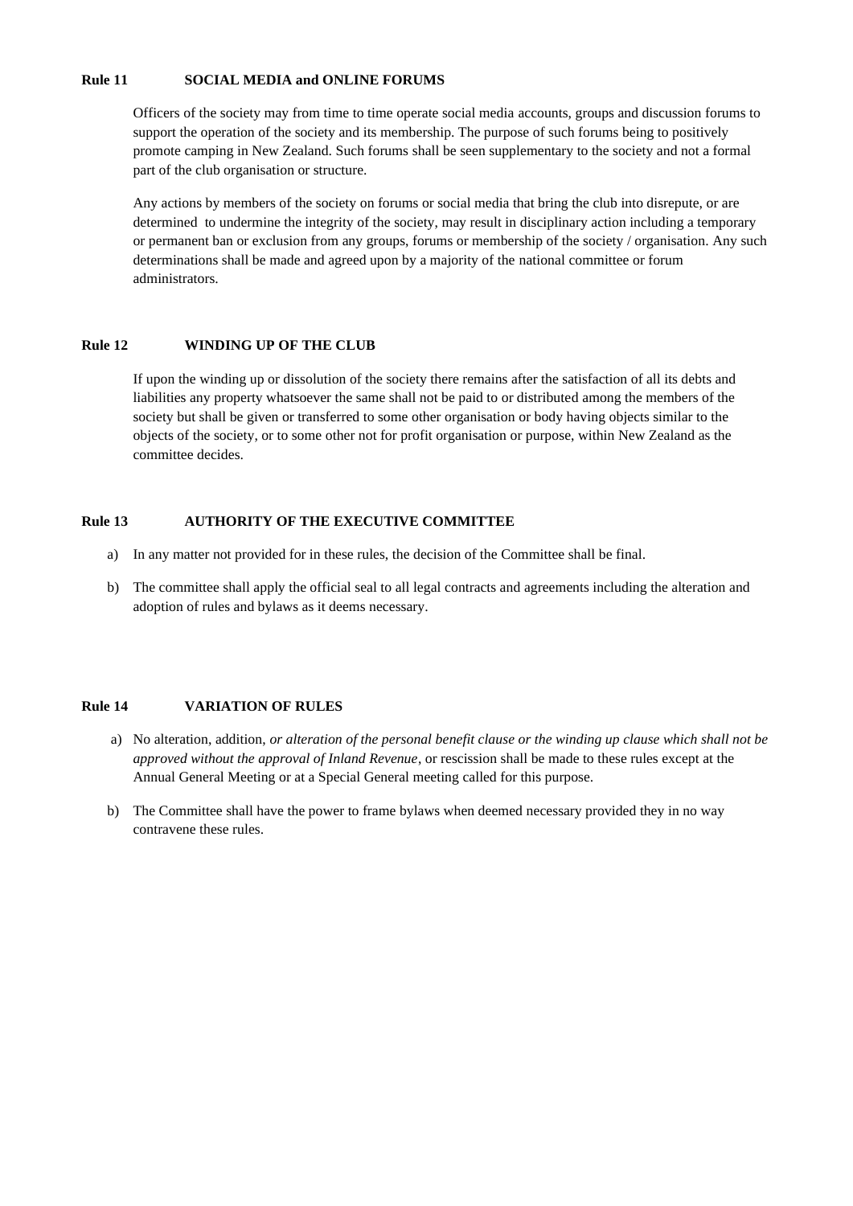**Rule 11 SOCIAL MEDIA and ONLINE FORUMS**

Officers of the society may from time to time operate social media accounts, groups and discussion forums to support the operation of the society and its membership. The purpose of such forums being to positively promote camping in New Zealand. Such forums shall be seen supplementary to the society and not a formal part of the club organisation or structure.

Any actions by members of the society on forums or social media that bring the club into disrepute, or are determined to undermine the integrity of the society, may result in disciplinary action including a temporary or permanent ban or exclusion from any groups, forums or membership of the society / organisation. Any such determinations shall be made and agreed upon by a majority of the national committee or forum administrators.

**Rule 12 WINDING UP OF THE CLUB**

If upon the winding up or dissolution of the society there remains after the satisfaction of all its debts and liabilities any property whatsoever the same shall not be paid to or distributed among the members of the society but shall be given or transferred to some other organisation or body having objects similar to the objects of the society, or to some other not for profit organisation or purpose, within New Zealand as the committee decides.

**Rule 13 AUTHORITY OF THE EXECUTIVE COMMITTEE**

a) In any matter not provided for in these rules, the decision of the Committee shall be final.

b) The committee shall apply the official seal to all legal contracts and agreements including the alteration and adoption of rules and bylaws as it deems necessary.

**Rule 14 VARIATION OF RULES**

a) No alteration, addition, *or alteration of the personal benefit clause or the winding up clause which shall not be approved without the approval of Inland Revenue*, or rescission shall be made to these rules except at the Annual General Meeting or at a Special General meeting called for this purpose.

b) The Committee shall have the power to frame bylaws when deemed necessary provided they in no way contravene these rules.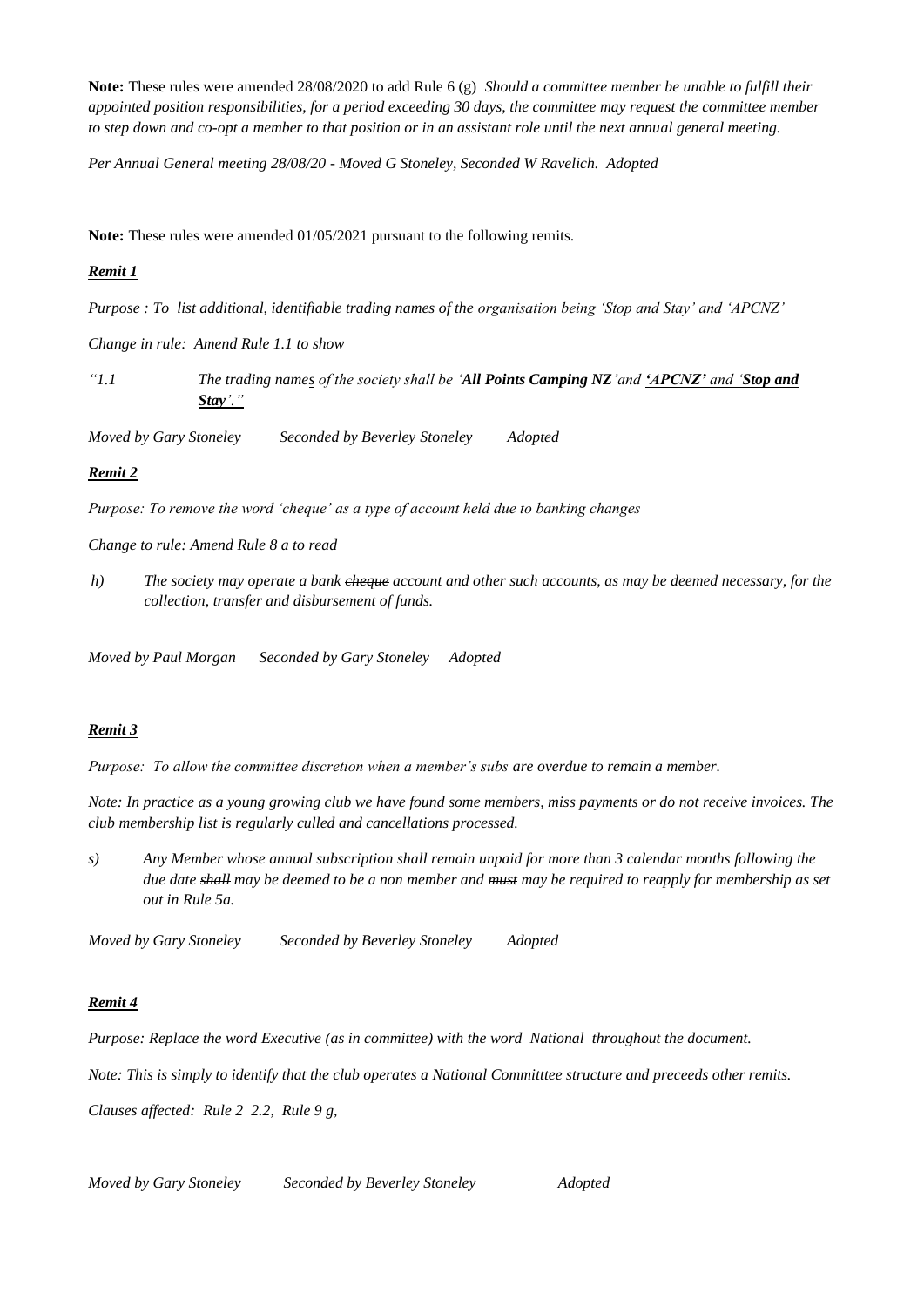**Note:** These rules were amended 28/08/2020 to add Rule 6 (g) *Should a committee member be unable to fulfill their appointed position responsibilities, for a period exceeding 30 days, the committee may request the committee member to step down and co-opt a member to that position or in an assistant role until the next annual general meeting.*

*Per Annual General meeting 28/08/20 - Moved G Stoneley, Seconded W Ravelich. Adopted*

**Note:** These rules were amended 01/05/2021 pursuant to the following remits.

***Remit 1***

*Purpose : To list additional, identifiable trading names of the organisation being 'Stop and Stay' and 'APCNZ'*

*Change in rule: Amend Rule 1.1 to show*

*"1.1 The trading names of the society shall be '**All Points Camping NZ**' and '**APCNZ**' and '**Stop and Stay**'."*

*Moved by Gary Stoneley Seconded by Beverley Stoneley Adopted*

***Remit 2***

*Purpose: To remove the word 'cheque' as a type of account held due to banking changes*

*Change to rule: Amend Rule 8 a to read*

*h) The society may operate a bank ~~cheque~~ account and other such accounts, as may be deemed necessary, for the collection, transfer and disbursement of funds.*

*Moved by Paul Morgan Seconded by Gary Stoneley Adopted*

***Remit 3***

*Purpose: To allow the committee discretion when a member's subs are overdue to remain a member.*

*Note: In practice as a young growing club we have found some members, miss payments or do not receive invoices. The club membership list is regularly culled and cancellations processed.*

*s) Any Member whose annual subscription shall remain unpaid for more than 3 calendar months following the due date ~~shall~~ may be deemed to be a non member and ~~must~~ may be required to reapply for membership as set out in Rule 5a.*

*Moved by Gary Stoneley Seconded by Beverley Stoneley Adopted*

***Remit 4***

*Purpose: Replace the word Executive (as in committee) with the word National throughout the document.*

*Note: This is simply to identify that the club operates a National Committtee structure and preceeds other remits.*

*Clauses affected: Rule 2 2.2, Rule 9 g,*

*Moved by Gary Stoneley Seconded by Beverley Stoneley Adopted*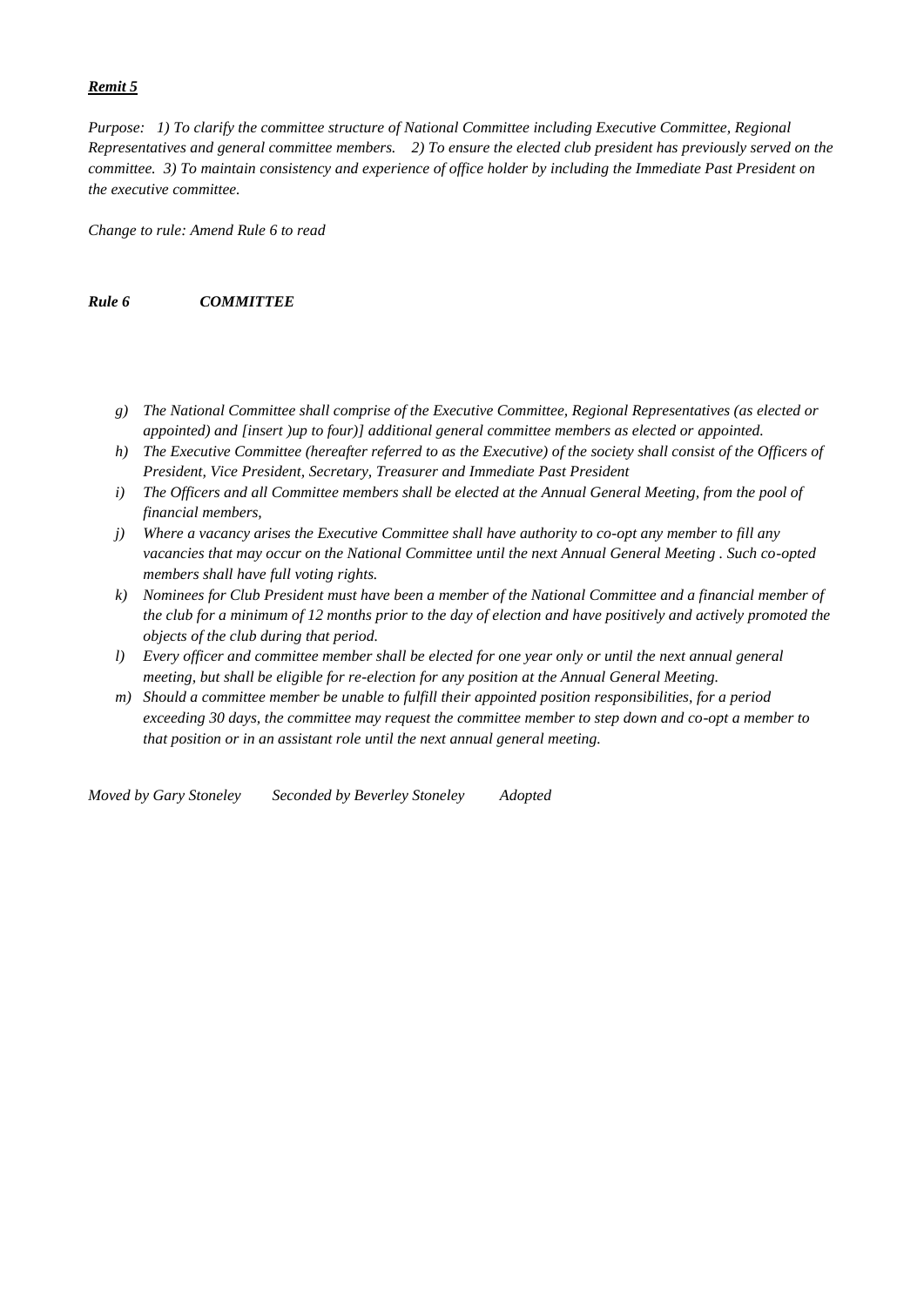***Remit 5***

*Purpose: 1) To clarify the committee structure of National Committee including Executive Committee, Regional Representatives and general committee members. 2) To ensure the elected club president has previously served on the committee. 3) To maintain consistency and experience of office holder by including the Immediate Past President on the executive committee.*

*Change to rule: Amend Rule 6 to read*

***Rule 6 COMMITTEE***

- *g) The National Committee shall comprise of the Executive Committee, Regional Representatives (as elected or appointed) and [insert )up to four)] additional general committee members as elected or appointed.*
- *h) The Executive Committee (hereafter referred to as the Executive) of the society shall consist of the Officers of President, Vice President, Secretary, Treasurer and Immediate Past President*
- *i) The Officers and all Committee members shall be elected at the Annual General Meeting, from the pool of financial members,*
- *j) Where a vacancy arises the Executive Committee shall have authority to co-opt any member to fill any vacancies that may occur on the National Committee until the next Annual General Meeting . Such co-opted members shall have full voting rights.*
- *k) Nominees for Club President must have been a member of the National Committee and a financial member of the club for a minimum of 12 months prior to the day of election and have positively and actively promoted the objects of the club during that period.*
- *l) Every officer and committee member shall be elected for one year only or until the next annual general meeting, but shall be eligible for re-election for any position at the Annual General Meeting.*
- *m) Should a committee member be unable to fulfill their appointed position responsibilities, for a period exceeding 30 days, the committee may request the committee member to step down and co-opt a member to that position or in an assistant role until the next annual general meeting.*

*Moved by Gary Stoneley Seconded by Beverley Stoneley Adopted*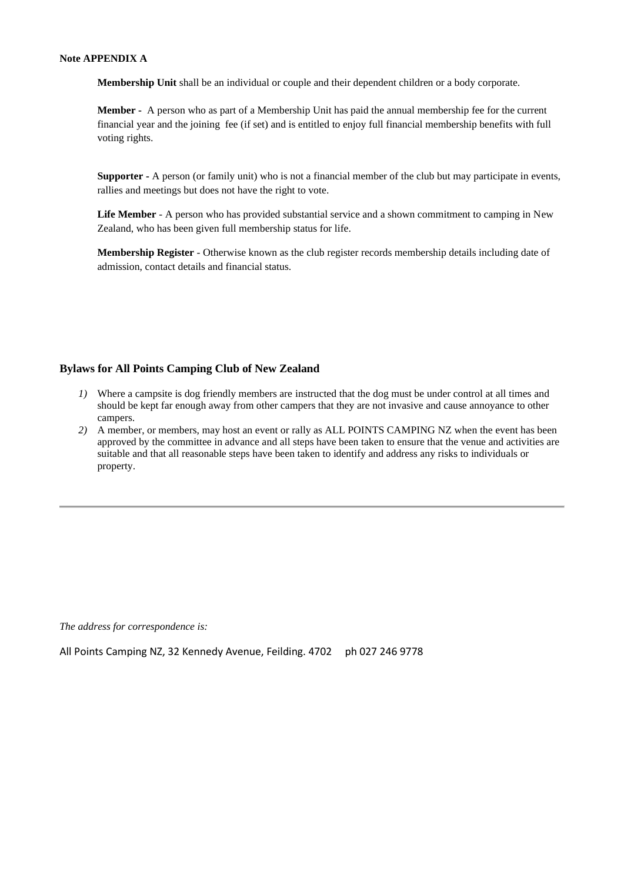**Note APPENDIX A**

**Membership Unit** shall be an individual or couple and their dependent children or a body corporate.

**Member -** A person who as part of a Membership Unit has paid the annual membership fee for the current financial year and the joining fee (if set) and is entitled to enjoy full financial membership benefits with full voting rights.

**Supporter** - A person (or family unit) who is not a financial member of the club but may participate in events, rallies and meetings but does not have the right to vote.

**Life Member** - A person who has provided substantial service and a shown commitment to camping in New Zealand, who has been given full membership status for life.

**Membership Register** - Otherwise known as the club register records membership details including date of admission, contact details and financial status.

## Bylaws for All Points Camping Club of New Zealand

1) Where a campsite is dog friendly members are instructed that the dog must be under control at all times and should be kept far enough away from other campers that they are not invasive and cause annoyance to other campers.
2) A member, or members, may host an event or rally as ALL POINTS CAMPING NZ when the event has been approved by the committee in advance and all steps have been taken to ensure that the venue and activities are suitable and that all reasonable steps have been taken to identify and address any risks to individuals or property.

---

*The address for correspondence is:*

All Points Camping NZ, 32 Kennedy Avenue, Feilding. 4702 ph 027 246 9778